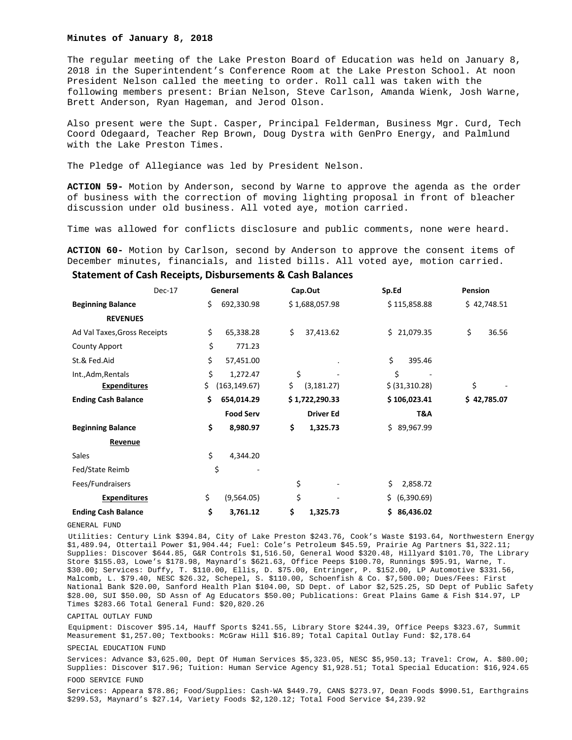**Minutes of January 8, 2018**

The regular meeting of the Lake Preston Board of Education was held on January 8, 2018 in the Superintendent's Conference Room at the Lake Preston School. At noon President Nelson called the meeting to order. Roll call was taken with the following members present: Brian Nelson, Steve Carlson, Amanda Wienk, Josh Warne, Brett Anderson, Ryan Hageman, and Jerod Olson.

Also present were the Supt. Casper, Principal Felderman, Business Mgr. Curd, Tech Coord Odegaard, Teacher Rep Brown, Doug Dystra with GenPro Energy, and Palmlund with the Lake Preston Times.

The Pledge of Allegiance was led by President Nelson.

**ACTION 59-** Motion by Anderson, second by Warne to approve the agenda as the order of business with the correction of moving lighting proposal in front of bleacher discussion under old business. All voted aye, motion carried.

Time was allowed for conflicts disclosure and public comments, none were heard.

**ACTION 60-** Motion by Carlson, second by Anderson to approve the consent items of December minutes, financials, and listed bills. All voted aye, motion carried.

## Statement of Cash Receipts, Disbursements & Cash Balances

| Dec-17 | General | Cap.Out | Sp.Ed | Pension |
|---|---|---|---|---|
| **Beginning Balance** | $ 692,330.98 | $ 1,688,057.98 | $ 115,858.88 | $ 42,748.51 |
| **REVENUES** | | | | |
| Ad Val Taxes,Gross Receipts | $ 65,338.28 | $ 37,413.62 | $ 21,079.35 | $ 36.56 |
| County Apport | $ 771.23 | | | |
| St.& Fed.Aid | $ 57,451.00 | . | $ 395.46 | |
| Int.,Adm,Rentals | $ 1,272.47 | $ - | $ - | |
| **Expenditures** | $ (163,149.67) | $ (3,181.27) | $ (31,310.28) | $ - |
| **Ending Cash Balance** | **$ 654,014.29** | **$ 1,722,290.33** | **$ 106,023.41** | **$ 42,785.07** |
| | **Food Serv** | **Driver Ed** | **T&A** | |
| **Beginning Balance** | **$ 8,980.97** | **$ 1,325.73** | $ 89,967.99 | |
| **Revenue** | | | | |
| Sales | $ 4,344.20 | | | |
| Fed/State Reimb | $ - | | | |
| Fees/Fundraisers | | $ - | $ 2,858.72 | |
| **Expenditures** | $ (9,564.05) | $ - | $ (6,390.69) | |
| **Ending Cash Balance** | **$ 3,761.12** | **$ 1,325.73** | **$ 86,436.02** | |

GENERAL FUND

Utilities: Century Link $394.84, City of Lake Preston $243.76, Cook's Waste $193.64, Northwestern Energy $1,489.94, Ottertail Power $1,904.44; Fuel: Cole's Petroleum $45.59, Prairie Ag Partners $1,322.11; Supplies: Discover $644.85, G&R Controls $1,516.50, General Wood $320.48, Hillyard $101.70, The Library Store $155.03, Lowe's $178.98, Maynard's $621.63, Office Peeps $100.70, Runnings $95.91, Warne, T. $30.00; Services: Duffy, T. $110.00, Ellis, D. $75.00, Entringer, P. $152.00, LP Automotive $331.56, Malcomb, L. $79.40, NESC $26.32, Schepel, S. $110.00, Schoenfish & Co. $7,500.00; Dues/Fees: First National Bank $20.00, Sanford Health Plan $104.00, SD Dept. of Labor $2,525.25, SD Dept of Public Safety $28.00, SUI $50.00, SD Assn of Ag Educators $50.00; Publications: Great Plains Game & Fish $14.97, LP Times $283.66 Total General Fund: $20,820.26

CAPITAL OUTLAY FUND

Equipment: Discover $95.14, Hauff Sports $241.55, Library Store $244.39, Office Peeps $323.67, Summit Measurement $1,257.00; Textbooks: McGraw Hill $16.89; Total Capital Outlay Fund: $2,178.64

SPECIAL EDUCATION FUND

Services: Advance $3,625.00, Dept Of Human Services $5,323.05, NESC $5,950.13; Travel: Crow, A. $80.00; Supplies: Discover $17.96; Tuition: Human Service Agency $1,928.51; Total Special Education: $16,924.65

FOOD SERVICE FUND

Services: Appeara $78.86; Food/Supplies: Cash-WA $449.79, CANS $273.97, Dean Foods $990.51, Earthgrains $299.53, Maynard's $27.14, Variety Foods $2,120.12; Total Food Service $4,239.92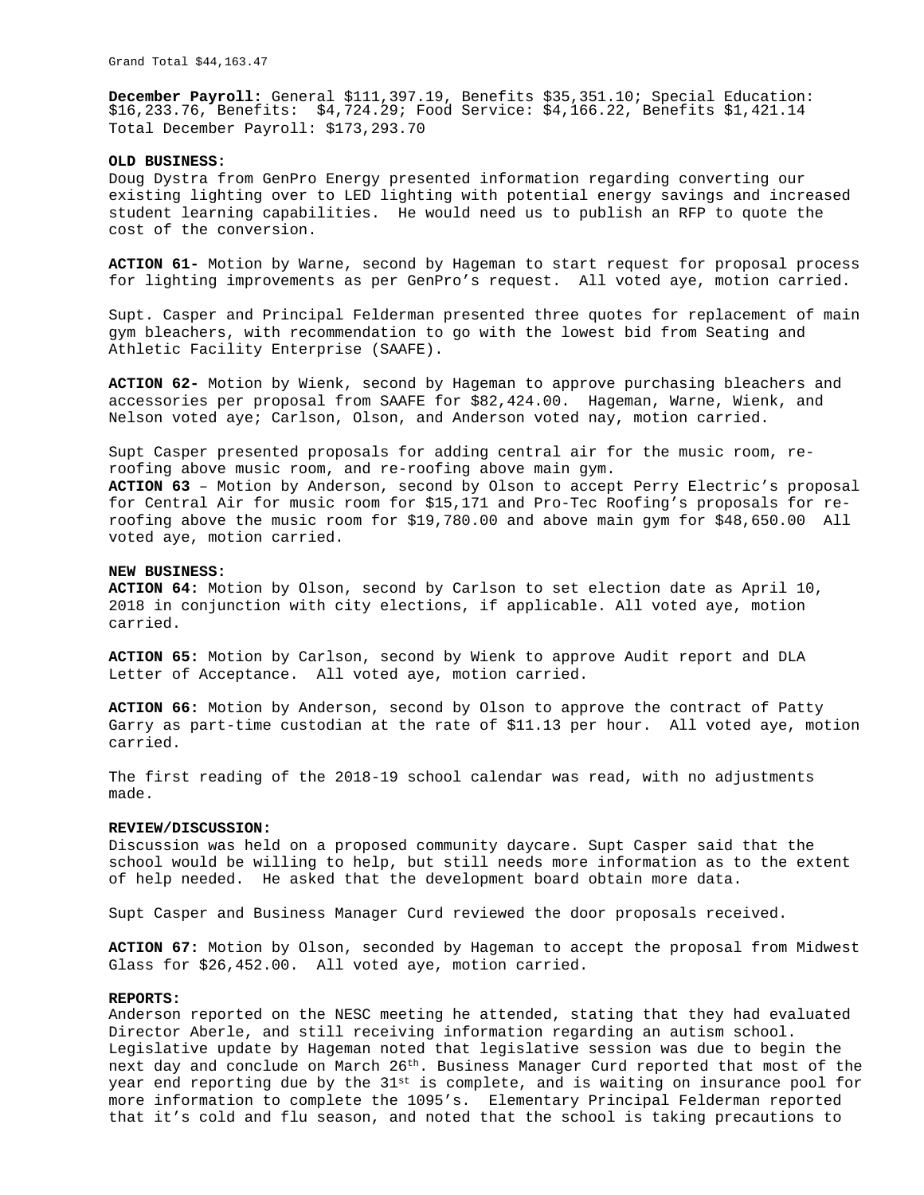Grand Total $44,163.47

**December Payroll:** General $111,397.19, Benefits $35,351.10; Special Education: $16,233.76, Benefits: $4,724.29; Food Service: $4,166.22, Benefits $1,421.14 Total December Payroll: $173,293.70

**OLD BUSINESS:**
Doug Dystra from GenPro Energy presented information regarding converting our existing lighting over to LED lighting with potential energy savings and increased student learning capabilities. He would need us to publish an RFP to quote the cost of the conversion.

**ACTION 61-** Motion by Warne, second by Hageman to start request for proposal process for lighting improvements as per GenPro's request. All voted aye, motion carried.

Supt. Casper and Principal Felderman presented three quotes for replacement of main gym bleachers, with recommendation to go with the lowest bid from Seating and Athletic Facility Enterprise (SAAFE).

**ACTION 62-** Motion by Wienk, second by Hageman to approve purchasing bleachers and accessories per proposal from SAAFE for $82,424.00. Hageman, Warne, Wienk, and Nelson voted aye; Carlson, Olson, and Anderson voted nay, motion carried.

Supt Casper presented proposals for adding central air for the music room, re-roofing above music room, and re-roofing above main gym.
**ACTION 63** – Motion by Anderson, second by Olson to accept Perry Electric's proposal for Central Air for music room for $15,171 and Pro-Tec Roofing's proposals for re-roofing above the music room for $19,780.00 and above main gym for $48,650.00 All voted aye, motion carried.

**NEW BUSINESS:**
**ACTION 64:** Motion by Olson, second by Carlson to set election date as April 10, 2018 in conjunction with city elections, if applicable. All voted aye, motion carried.

**ACTION 65:** Motion by Carlson, second by Wienk to approve Audit report and DLA Letter of Acceptance. All voted aye, motion carried.

**ACTION 66:** Motion by Anderson, second by Olson to approve the contract of Patty Garry as part-time custodian at the rate of $11.13 per hour. All voted aye, motion carried.

The first reading of the 2018-19 school calendar was read, with no adjustments made.

**REVIEW/DISCUSSION:**
Discussion was held on a proposed community daycare. Supt Casper said that the school would be willing to help, but still needs more information as to the extent of help needed. He asked that the development board obtain more data.

Supt Casper and Business Manager Curd reviewed the door proposals received.

**ACTION 67:** Motion by Olson, seconded by Hageman to accept the proposal from Midwest Glass for $26,452.00. All voted aye, motion carried.

**REPORTS:**
Anderson reported on the NESC meeting he attended, stating that they had evaluated Director Aberle, and still receiving information regarding an autism school. Legislative update by Hageman noted that legislative session was due to begin the next day and conclude on March 26th. Business Manager Curd reported that most of the year end reporting due by the 31st is complete, and is waiting on insurance pool for more information to complete the 1095's. Elementary Principal Felderman reported that it's cold and flu season, and noted that the school is taking precautions to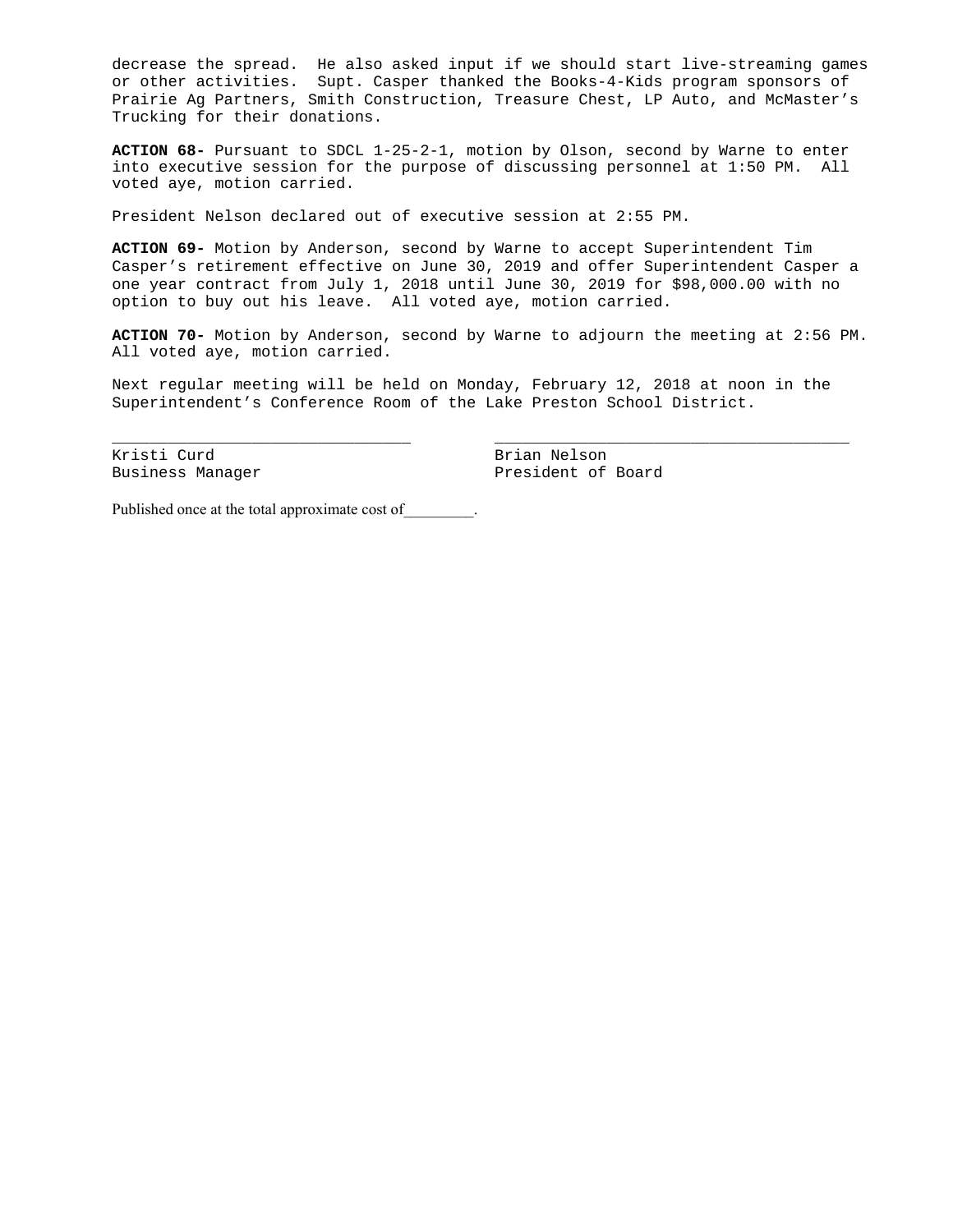decrease the spread. He also asked input if we should start live-streaming games or other activities. Supt. Casper thanked the Books-4-Kids program sponsors of Prairie Ag Partners, Smith Construction, Treasure Chest, LP Auto, and McMaster's Trucking for their donations.

**ACTION 68-** Pursuant to SDCL 1-25-2-1, motion by Olson, second by Warne to enter into executive session for the purpose of discussing personnel at 1:50 PM. All voted aye, motion carried.

President Nelson declared out of executive session at 2:55 PM.

**ACTION 69-** Motion by Anderson, second by Warne to accept Superintendent Tim Casper's retirement effective on June 30, 2019 and offer Superintendent Casper a one year contract from July 1, 2018 until June 30, 2019 for $98,000.00 with no option to buy out his leave. All voted aye, motion carried.

**ACTION 70-** Motion by Anderson, second by Warne to adjourn the meeting at 2:56 PM. All voted aye, motion carried.

Next regular meeting will be held on Monday, February 12, 2018 at noon in the Superintendent's Conference Room of the Lake Preston School District.

_______________________________ _____________________________________

Kristi Curd
Business Manager

Brian Nelson
President of Board

Published once at the total approximate cost of_________.